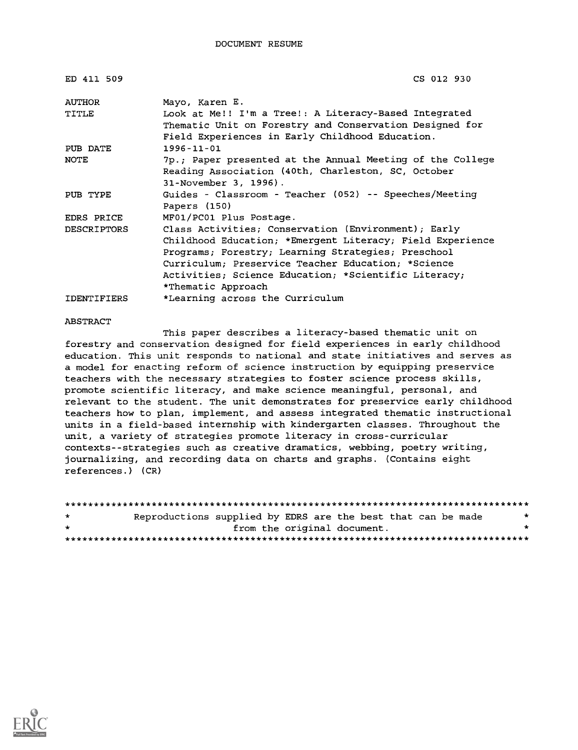DOCUMENT RESUME

| | |
|---|---|
| ED 411 509 | CS 012 930 |
| AUTHOR | Mayo, Karen E. |
| TITLE | Look at Me!! I'm a Tree!: A Literacy-Based Integrated Thematic Unit on Forestry and Conservation Designed for Field Experiences in Early Childhood Education. |
| PUB DATE | 1996-11-01 |
| NOTE | 7p.; Paper presented at the Annual Meeting of the College Reading Association (40th, Charleston, SC, October 31-November 3, 1996). |
| PUB TYPE | Guides - Classroom - Teacher (052) -- Speeches/Meeting Papers (150) |
| EDRS PRICE | MF01/PC01 Plus Postage. |
| DESCRIPTORS | Class Activities; Conservation (Environment); Early Childhood Education; *Emergent Literacy; Field Experience Programs; Forestry; Learning Strategies; Preschool Curriculum; Preservice Teacher Education; *Science Activities; Science Education; *Scientific Literacy; *Thematic Approach |
| IDENTIFIERS | *Learning across the Curriculum |

ABSTRACT

This paper describes a literacy-based thematic unit on forestry and conservation designed for field experiences in early childhood education. This unit responds to national and state initiatives and serves as a model for enacting reform of science instruction by equipping preservice teachers with the necessary strategies to foster science process skills, promote scientific literacy, and make science meaningful, personal, and relevant to the student. The unit demonstrates for preservice early childhood teachers how to plan, implement, and assess integrated thematic instructional units in a field-based internship with kindergarten classes. Throughout the unit, a variety of strategies promote literacy in cross-curricular contexts--strategies such as creative dramatics, webbing, poetry writing, journalizing, and recording data on charts and graphs. (Contains eight references.) (CR)

********************************************************************************
* Reproductions supplied by EDRS are the best that can be made *
* from the original document. *
********************************************************************************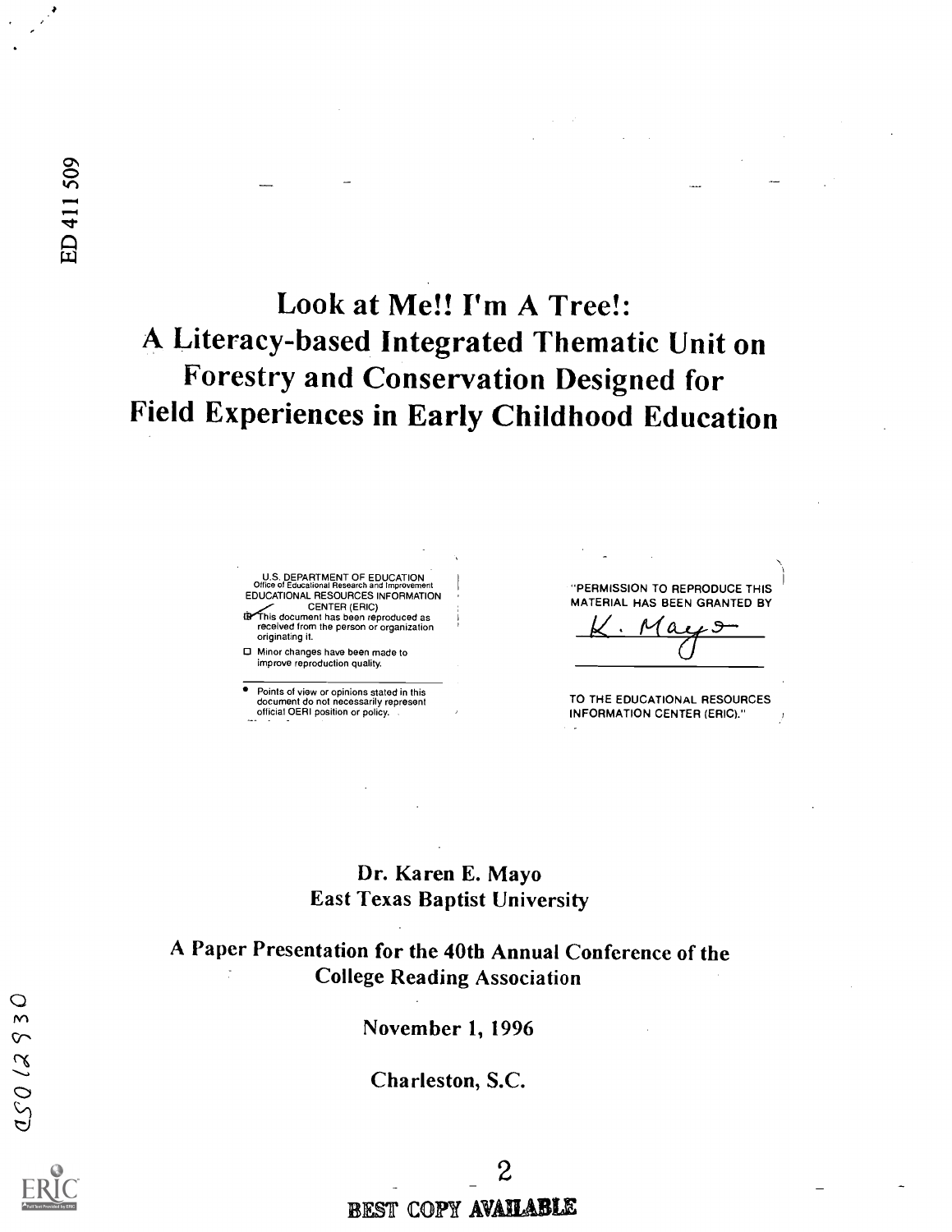# Look at Me!! I'm A Tree!: A Literacy-based Integrated Thematic Unit on Forestry and Conservation Designed for Field Experiences in Early Childhood Education

U.S. DEPARTMENT OF EDUCATION
Office of Educational Research and Improvement
EDUCATIONAL RESOURCES INFORMATION CENTER (ERIC)

This document has been reproduced as received from the person or organization originating it.

Minor changes have been made to improve reproduction quality.

Points of view or opinions stated in this document do not necessarily represent official OERI position or policy.

"PERMISSION TO REPRODUCE THIS MATERIAL HAS BEEN GRANTED BY

K. Mayo

TO THE EDUCATIONAL RESOURCES INFORMATION CENTER (ERIC)."

Dr. Karen E. Mayo
East Texas Baptist University

A Paper Presentation for the 40th Annual Conference of the College Reading Association

November 1, 1996

Charleston, S.C.

BEST COPY AVAILABLE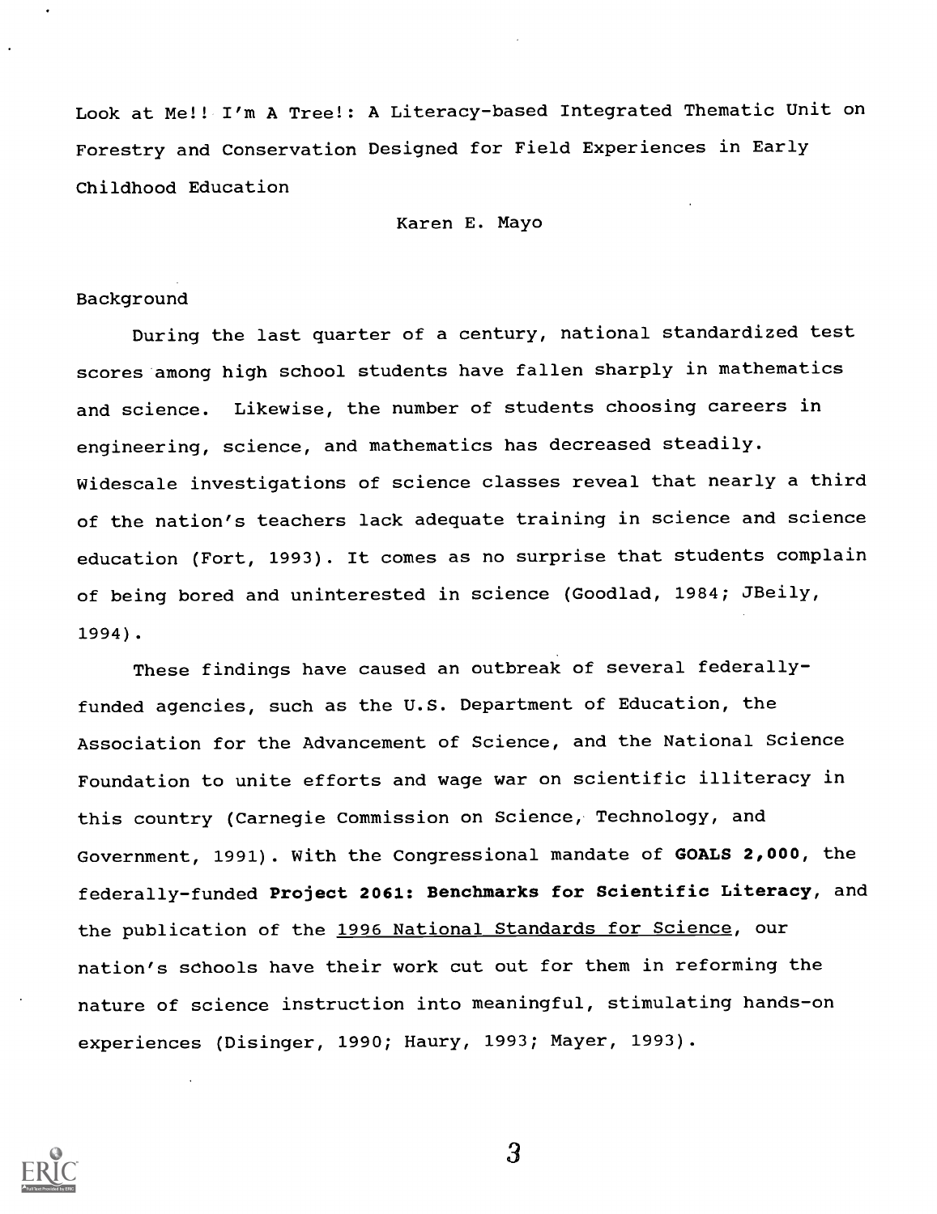# Look at Me!! I'm A Tree!: A Literacy-based Integrated Thematic Unit on Forestry and Conservation Designed for Field Experiences in Early Childhood Education

Karen E. Mayo

## Background

During the last quarter of a century, national standardized test scores among high school students have fallen sharply in mathematics and science. Likewise, the number of students choosing careers in engineering, science, and mathematics has decreased steadily. Widescale investigations of science classes reveal that nearly a third of the nation's teachers lack adequate training in science and science education (Fort, 1993). It comes as no surprise that students complain of being bored and uninterested in science (Goodlad, 1984; JBeily, 1994).

These findings have caused an outbreak of several federally-funded agencies, such as the U.S. Department of Education, the Association for the Advancement of Science, and the National Science Foundation to unite efforts and wage war on scientific illiteracy in this country (Carnegie Commission on Science, Technology, and Government, 1991). With the Congressional mandate of **GOALS 2,000**, the federally-funded **Project 2061: Benchmarks for Scientific Literacy**, and the publication of the 1996 National Standards for Science, our nation's schools have their work cut out for them in reforming the nature of science instruction into meaningful, stimulating hands-on experiences (Disinger, 1990; Haury, 1993; Mayer, 1993).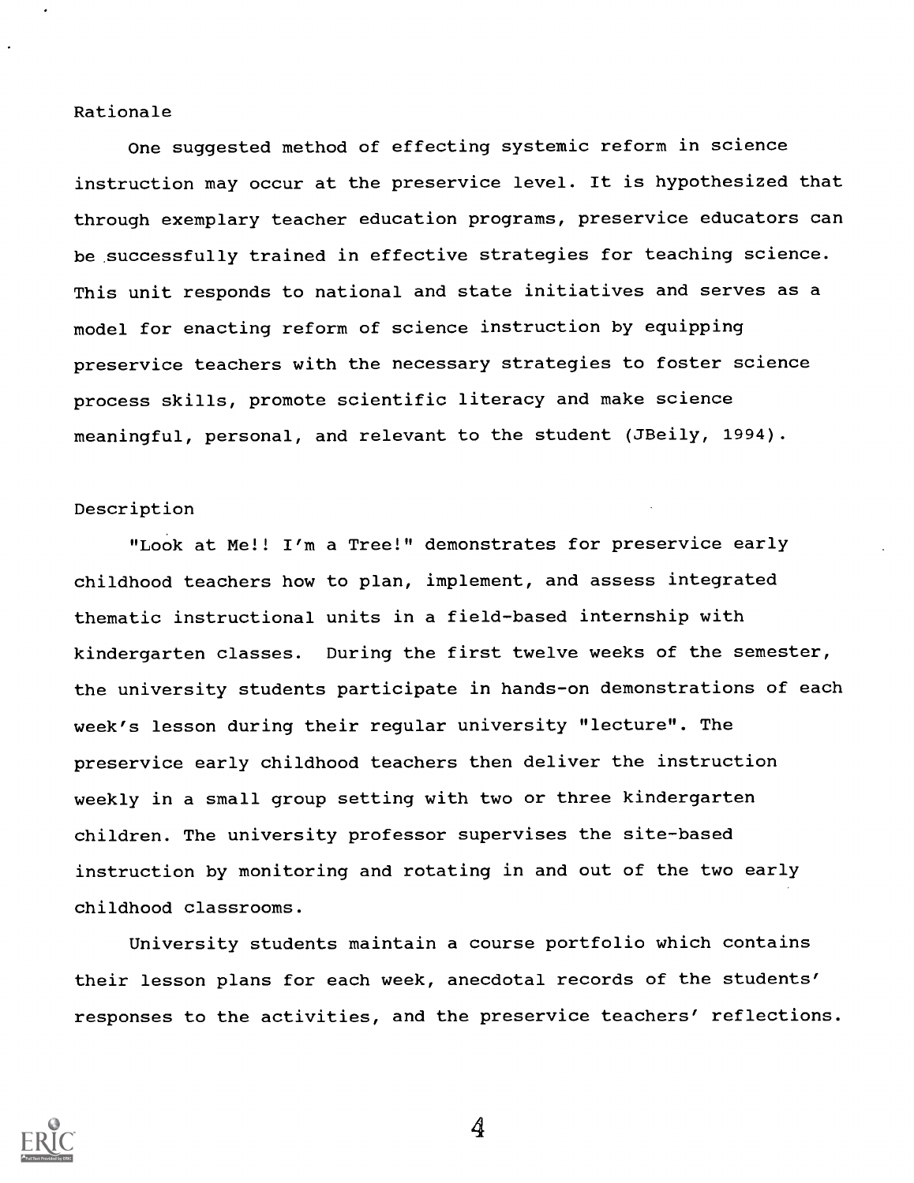## Rationale

One suggested method of effecting systemic reform in science instruction may occur at the preservice level. It is hypothesized that through exemplary teacher education programs, preservice educators can be successfully trained in effective strategies for teaching science. This unit responds to national and state initiatives and serves as a model for enacting reform of science instruction by equipping preservice teachers with the necessary strategies to foster science process skills, promote scientific literacy and make science meaningful, personal, and relevant to the student (JBeily, 1994).

## Description

"Look at Me!! I'm a Tree!" demonstrates for preservice early childhood teachers how to plan, implement, and assess integrated thematic instructional units in a field-based internship with kindergarten classes. During the first twelve weeks of the semester, the university students participate in hands-on demonstrations of each week's lesson during their regular university "lecture". The preservice early childhood teachers then deliver the instruction weekly in a small group setting with two or three kindergarten children. The university professor supervises the site-based instruction by monitoring and rotating in and out of the two early childhood classrooms.

University students maintain a course portfolio which contains their lesson plans for each week, anecdotal records of the students' responses to the activities, and the preservice teachers' reflections.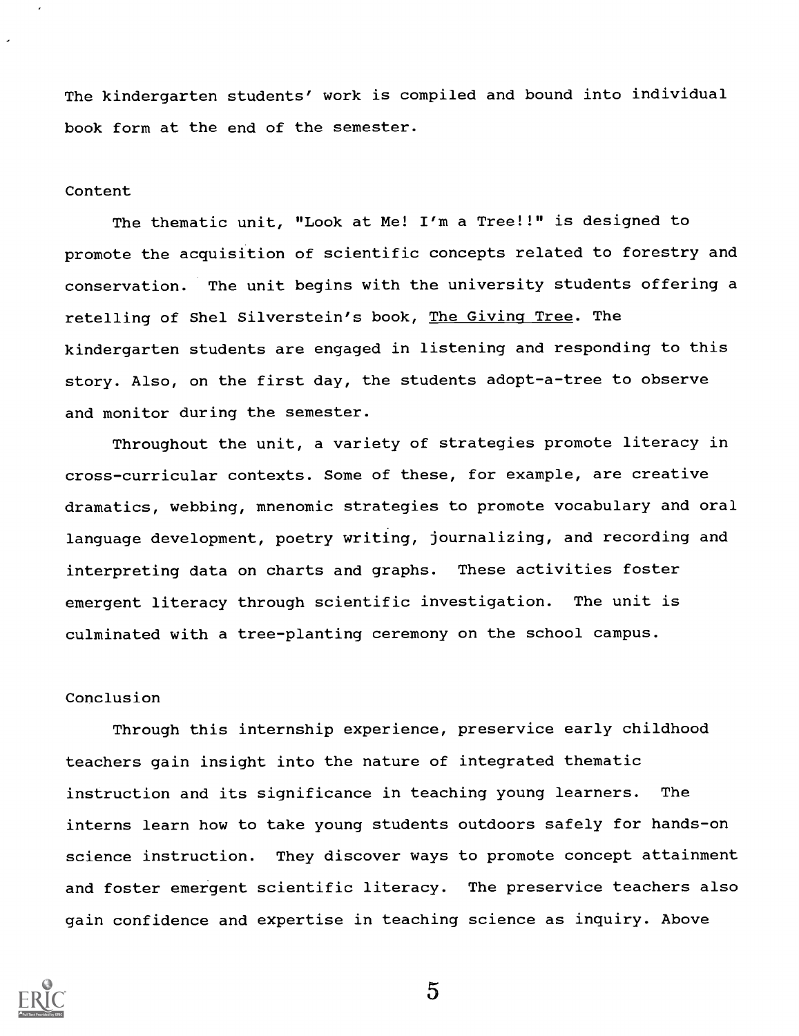The kindergarten students' work is compiled and bound into individual book form at the end of the semester.

## Content

The thematic unit, "Look at Me! I'm a Tree!!" is designed to promote the acquisition of scientific concepts related to forestry and conservation. The unit begins with the university students offering a retelling of Shel Silverstein's book, The Giving Tree. The kindergarten students are engaged in listening and responding to this story. Also, on the first day, the students adopt-a-tree to observe and monitor during the semester.

Throughout the unit, a variety of strategies promote literacy in cross-curricular contexts. Some of these, for example, are creative dramatics, webbing, mnenomic strategies to promote vocabulary and oral language development, poetry writing, journalizing, and recording and interpreting data on charts and graphs. These activities foster emergent literacy through scientific investigation. The unit is culminated with a tree-planting ceremony on the school campus.

## Conclusion

Through this internship experience, preservice early childhood teachers gain insight into the nature of integrated thematic instruction and its significance in teaching young learners. The interns learn how to take young students outdoors safely for hands-on science instruction. They discover ways to promote concept attainment and foster emergent scientific literacy. The preservice teachers also gain confidence and expertise in teaching science as inquiry. Above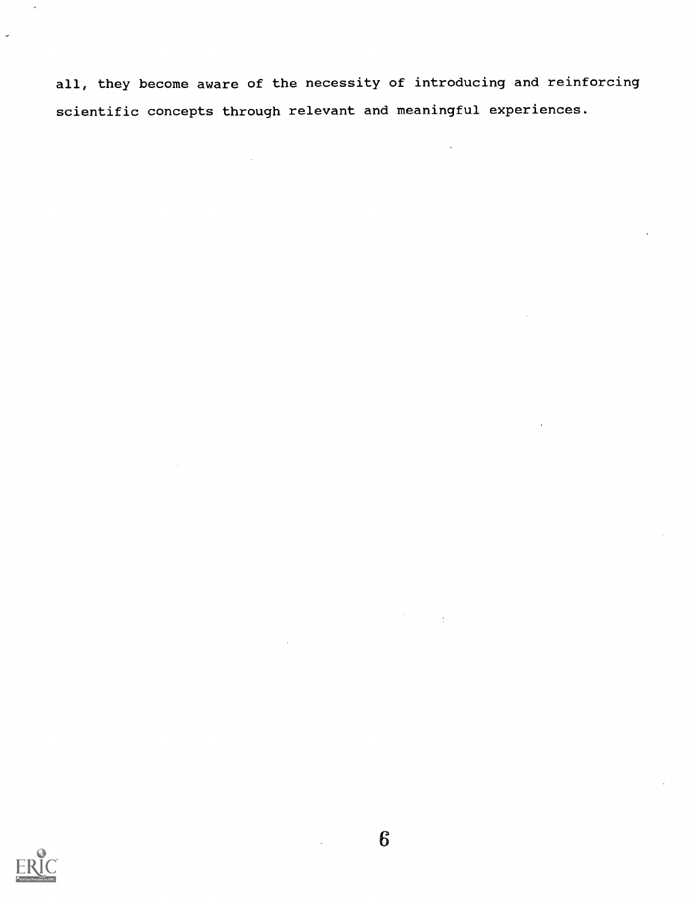all, they become aware of the necessity of introducing and reinforcing scientific concepts through relevant and meaningful experiences.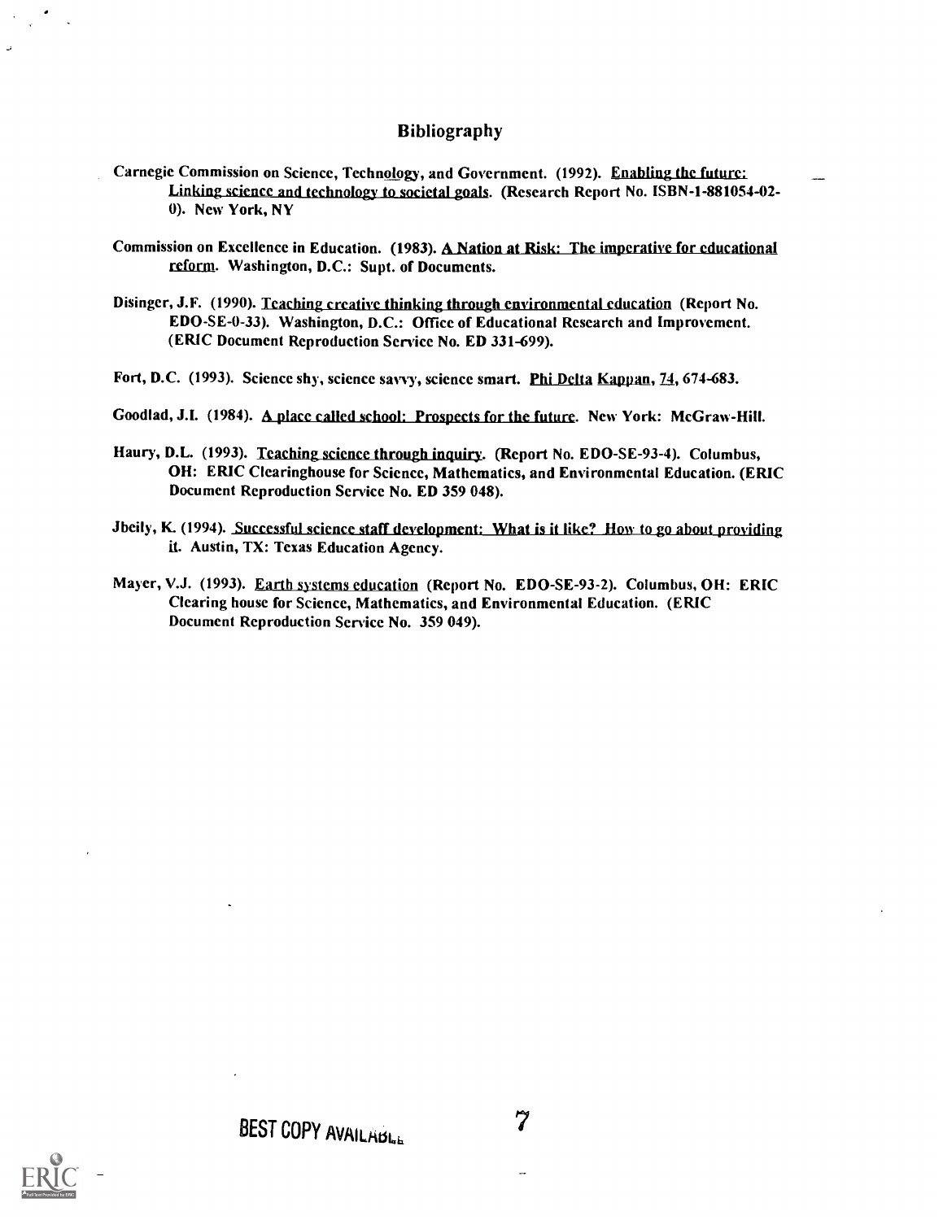## Bibliography

Carnegie Commission on Science, Technology, and Government. (1992). Enabling the future: Linking science and technology to societal goals. (Research Report No. ISBN-1-881054-02-0). New York, NY

Commission on Excellence in Education. (1983). A Nation at Risk: The imperative for educational reform. Washington, D.C.: Supt. of Documents.

Disinger, J.F. (1990). Teaching creative thinking through environmental education (Report No. EDO-SE-0-33). Washington, D.C.: Office of Educational Research and Improvement. (ERIC Document Reproduction Service No. ED 331-699).

Fort, D.C. (1993). Science shy, science savvy, science smart. Phi Delta Kappan, 74, 674-683.

Goodlad, J.I. (1984). A place called school: Prospects for the future. New York: McGraw-Hill.

Haury, D.L. (1993). Teaching science through inquiry. (Report No. EDO-SE-93-4). Columbus, OH: ERIC Clearinghouse for Science, Mathematics, and Environmental Education. (ERIC Document Reproduction Service No. ED 359 048).

Jbeily, K. (1994). Successful science staff development: What is it like? How to go about providing it. Austin, TX: Texas Education Agency.

Mayer, V.J. (1993). Earth systems education (Report No. EDO-SE-93-2). Columbus, OH: ERIC Clearing house for Science, Mathematics, and Environmental Education. (ERIC Document Reproduction Service No. 359 049).

BEST COPY AVAILABLE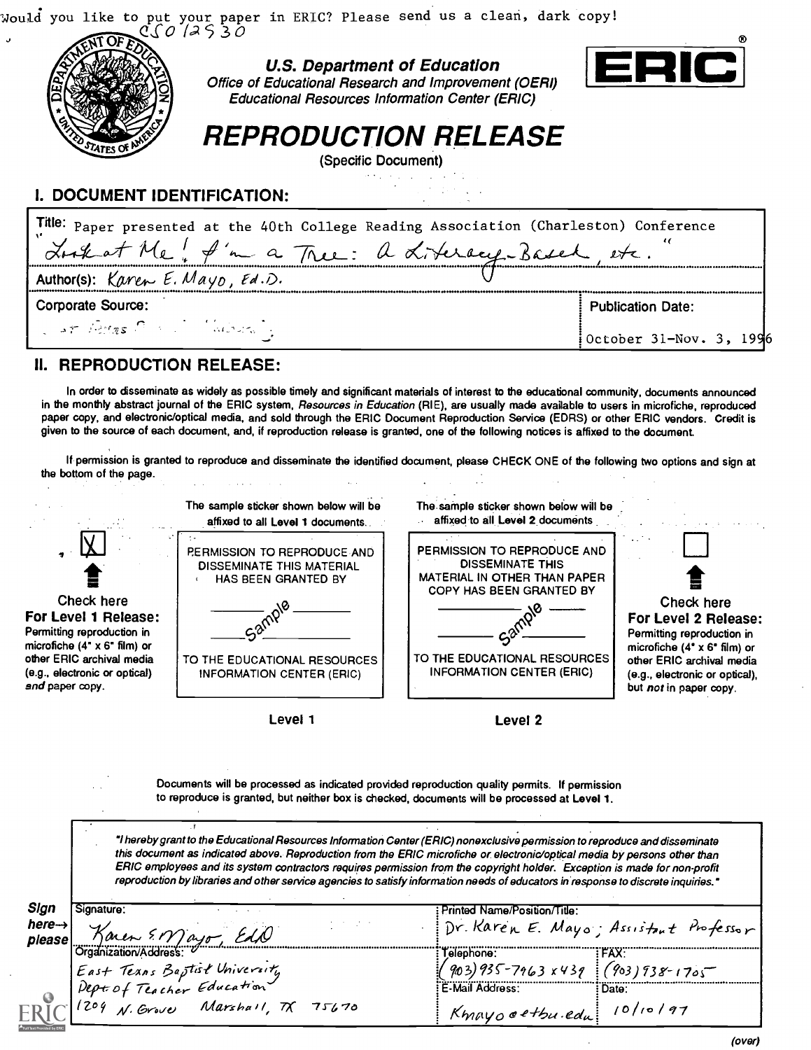Would you like to put your paper in ERIC? Please send us a clean, dark copy!

CS012530

# U.S. Department of Education

Office of Educational Research and Improvement (OERI)
Educational Resources Information Center (ERIC)

ERIC®

# REPRODUCTION RELEASE

(Specific Document)

## I. DOCUMENT IDENTIFICATION:

Title: Paper presented at the 40th College Reading Association (Charleston) Conference "Look at Me! I'm a Tree: A Literacy-Based, etc."

Author(s): Karen E. Mayo, Ed.D.

Corporate Source:

Publication Date: October 31-Nov. 3, 1996

## II. REPRODUCTION RELEASE:

In order to disseminate as widely as possible timely and significant materials of interest to the educational community, documents announced in the monthly abstract journal of the ERIC system, *Resources in Education* (RIE), are usually made available to users in microfiche, reproduced paper copy, and electronic/optical media, and sold through the ERIC Document Reproduction Service (EDRS) or other ERIC vendors. Credit is given to the source of each document, and, if reproduction release is granted, one of the following notices is affixed to the document.

If permission is granted to reproduce and disseminate the identified document, please CHECK ONE of the following two options and sign at the bottom of the page.

| | The sample sticker shown below will be affixed to all Level 1 documents | The sample sticker shown below will be affixed to all Level 2 documents | |
|---|---|---|---|
| [X] Check here **For Level 1 Release:** Permitting reproduction in microfiche (4" x 6" film) or other ERIC archival media (e.g., electronic or optical) *and* paper copy. | PERMISSION TO REPRODUCE AND DISSEMINATE THIS MATERIAL HAS BEEN GRANTED BY ___ Sample ___ TO THE EDUCATIONAL RESOURCES INFORMATION CENTER (ERIC) | PERMISSION TO REPRODUCE AND DISSEMINATE THIS MATERIAL IN OTHER THAN PAPER COPY HAS BEEN GRANTED BY ___ Sample ___ TO THE EDUCATIONAL RESOURCES INFORMATION CENTER (ERIC) | [ ] Check here **For Level 2 Release:** Permitting reproduction in microfiche (4" x 6" film) or other ERIC archival media (e.g., electronic or optical), but *not* in paper copy. |
| | Level 1 | Level 2 | |

Documents will be processed as indicated provided reproduction quality permits. If permission to reproduce is granted, but neither box is checked, documents will be processed at Level 1.

*"I hereby grant to the Educational Resources Information Center (ERIC) nonexclusive permission to reproduce and disseminate this document as indicated above. Reproduction from the ERIC microfiche or electronic/optical media by persons other than ERIC employees and its system contractors requires permission from the copyright holder. Exception is made for non-profit reproduction by libraries and other service agencies to satisfy information needs of educators in response to discrete inquiries."*

**Sign here→ please**

| Signature: Karen E. Mayo, EdD | Printed Name/Position/Title: Dr. Karen E. Mayo; Assistant Professor | |
|---|---|---|
| Organization/Address: East Texas Baptist University, Dept. of Teacher Education, 1209 N. Grove Marshall, TX 75670 | Telephone: (903) 935-7963 x439 | FAX: (903) 938-1705 |
| | E-Mail Address: Kmayo@etbu.edu | Date: 10/10/97 |

(over)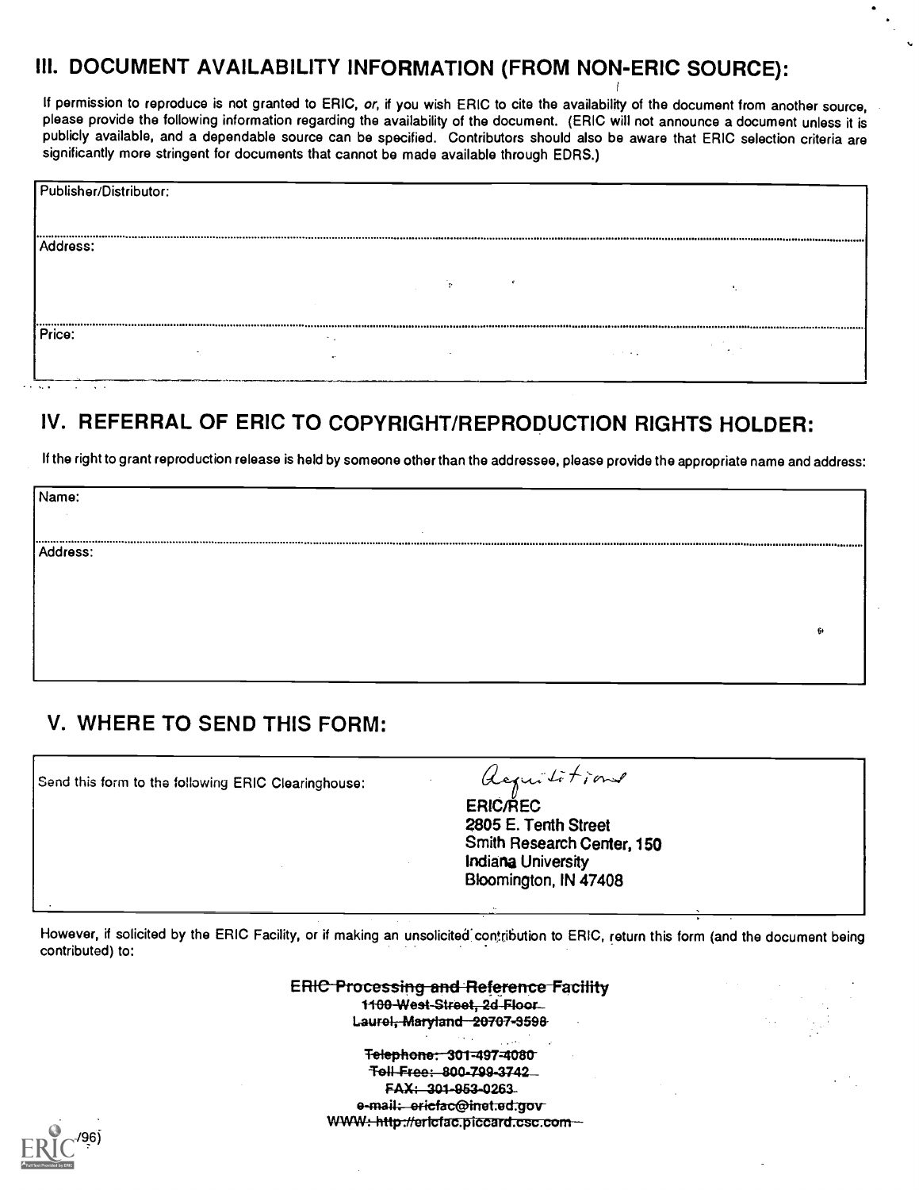## III. DOCUMENT AVAILABILITY INFORMATION (FROM NON-ERIC SOURCE):

If permission to reproduce is not granted to ERIC, *or*, if you wish ERIC to cite the availability of the document from another source, please provide the following information regarding the availability of the document. (ERIC will not announce a document unless it is publicly available, and a dependable source can be specified. Contributors should also be aware that ERIC selection criteria are significantly more stringent for documents that cannot be made available through EDRS.)

Publisher/Distributor:

Address:

Price:

## IV. REFERRAL OF ERIC TO COPYRIGHT/REPRODUCTION RIGHTS HOLDER:

If the right to grant reproduction release is held by someone other than the addressee, please provide the appropriate name and address:

Name:

Address:

## V. WHERE TO SEND THIS FORM:

Send this form to the following ERIC Clearinghouse:

Acquisitions
ERIC/REC
2805 E. Tenth Street
Smith Research Center, 150
Indiana University
Bloomington, IN 47408

However, if solicited by the ERIC Facility, or if making an unsolicited contribution to ERIC, return this form (and the document being contributed) to:

~~ERIC Processing and Reference Facility~~
~~1100 West Street, 2d Floor~~
~~Laurel, Maryland 20707-3598~~

~~Telephone: 301-497-4080~~
~~Toll Free: 800-799-3742~~
~~FAX: 301-953-0263~~
~~e-mail: ericfac@inet.ed.gov~~
~~WWW: http://ericfac.piccard.csc.com~~

/96)